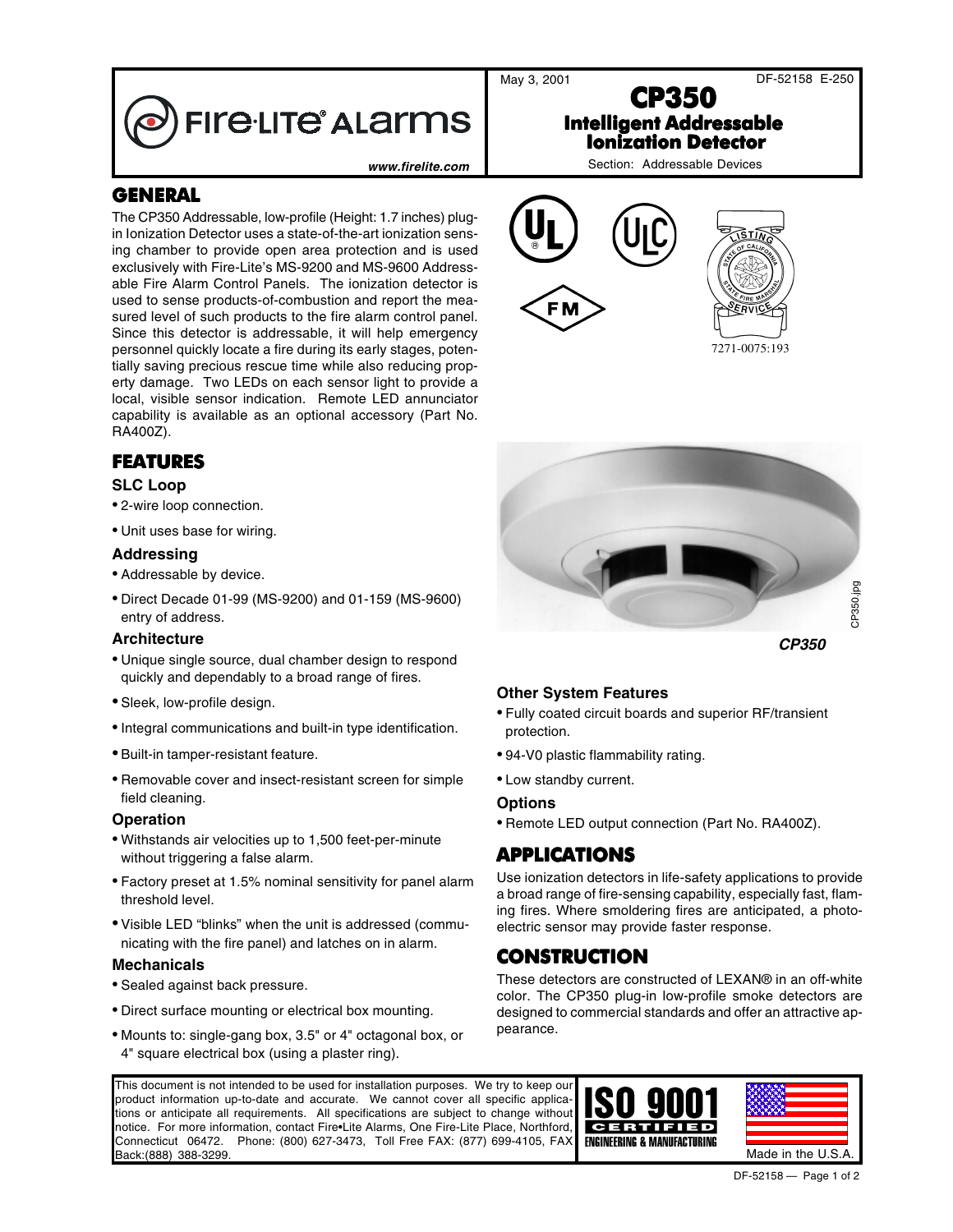May 3, 2001 DF-52158 E-250

# CP350

## Intelligent Addressable Ionization Detector

Section: Addressable Devices

www.firelite.com

7271-0075:193

## GENERAL

The CP350 Addressable, low-profile (Height: 1.7 inches) plug-in Ionization Detector uses a state-of-the-art ionization sensing chamber to provide open area protection and is used exclusively with Fire-Lite's MS-9200 and MS-9600 Addressable Fire Alarm Control Panels. The ionization detector is used to sense products-of-combustion and report the measured level of such products to the fire alarm control panel. Since this detector is addressable, it will help emergency personnel quickly locate a fire during its early stages, potentially saving precious rescue time while also reducing property damage. Two LEDs on each sensor light to provide a local, visible sensor indication. Remote LED annunciator capability is available as an optional accessory (Part No. RA400Z).

## FEATURES

### SLC Loop

- 2-wire loop connection.
- Unit uses base for wiring.

### Addressing

- Addressable by device.
- Direct Decade 01-99 (MS-9200) and 01-159 (MS-9600) entry of address.

### Architecture

- Unique single source, dual chamber design to respond quickly and dependably to a broad range of fires.
- Sleek, low-profile design.
- Integral communications and built-in type identification.
- Built-in tamper-resistant feature.
- Removable cover and insect-resistant screen for simple field cleaning.

### Operation

- Withstands air velocities up to 1,500 feet-per-minute without triggering a false alarm.
- Factory preset at 1.5% nominal sensitivity for panel alarm threshold level.
- Visible LED "blinks" when the unit is addressed (communicating with the fire panel) and latches on in alarm.

### Mechanicals

- Sealed against back pressure.
- Direct surface mounting or electrical box mounting.
- Mounts to: single-gang box, 3.5" or 4" octagonal box, or 4" square electrical box (using a plaster ring).

*CP350*

### Other System Features

- Fully coated circuit boards and superior RF/transient protection.
- 94-V0 plastic flammability rating.
- Low standby current.

### Options

- Remote LED output connection (Part No. RA400Z).

## APPLICATIONS

Use ionization detectors in life-safety applications to provide a broad range of fire-sensing capability, especially fast, flaming fires. Where smoldering fires are anticipated, a photoelectric sensor may provide faster response.

## CONSTRUCTION

These detectors are constructed of LEXAN® in an off-white color. The CP350 plug-in low-profile smoke detectors are designed to commercial standards and offer an attractive appearance.

This document is not intended to be used for installation purposes. We try to keep our product information up-to-date and accurate. We cannot cover all specific applications or anticipate all requirements. All specifications are subject to change without notice. For more information, contact Fire•Lite Alarms, One Fire-Lite Place, Northford, Connecticut 06472. Phone: (800) 627-3473, Toll Free FAX: (877) 699-4105, FAX Back:(888) 388-3299.

ISO 9001 CERTIFIED ENGINEERING & MANUFACTURING

Made in the U.S.A.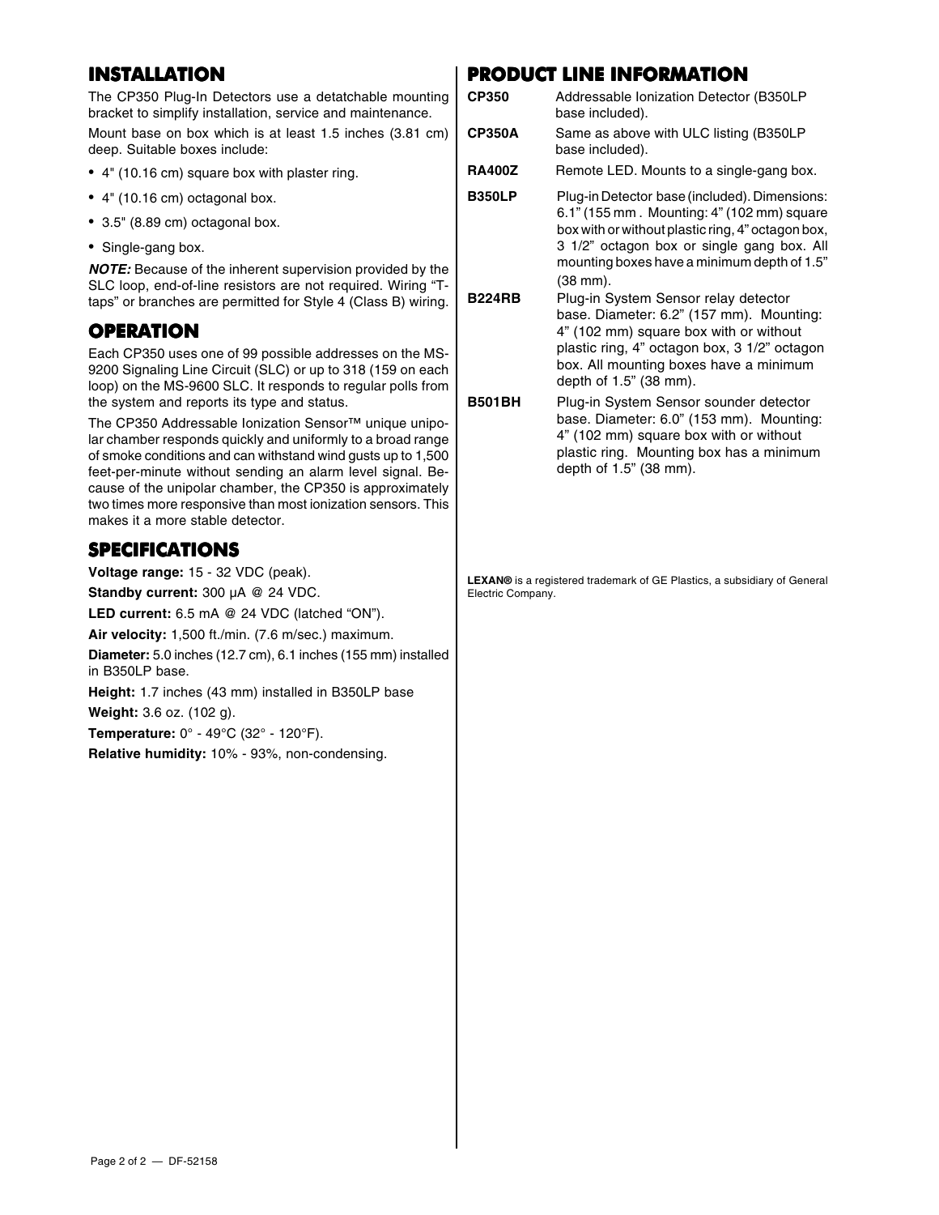## INSTALLATION

The CP350 Plug-In Detectors use a detatchable mounting bracket to simplify installation, service and maintenance.

Mount base on box which is at least 1.5 inches (3.81 cm) deep. Suitable boxes include:

- 4" (10.16 cm) square box with plaster ring.
- 4" (10.16 cm) octagonal box.
- 3.5" (8.89 cm) octagonal box.
- Single-gang box.

***NOTE:*** Because of the inherent supervision provided by the SLC loop, end-of-line resistors are not required. Wiring "T-taps" or branches are permitted for Style 4 (Class B) wiring.

## OPERATION

Each CP350 uses one of 99 possible addresses on the MS-9200 Signaling Line Circuit (SLC) or up to 318 (159 on each loop) on the MS-9600 SLC. It responds to regular polls from the system and reports its type and status.

The CP350 Addressable Ionization Sensor™ unique unipolar chamber responds quickly and uniformly to a broad range of smoke conditions and can withstand wind gusts up to 1,500 feet-per-minute without sending an alarm level signal. Because of the unipolar chamber, the CP350 is approximately two times more responsive than most ionization sensors. This makes it a more stable detector.

## SPECIFICATIONS

**Voltage range:** 15 - 32 VDC (peak).

**Standby current:** 300 µA @ 24 VDC.

**LED current:** 6.5 mA @ 24 VDC (latched "ON").

**Air velocity:** 1,500 ft./min. (7.6 m/sec.) maximum.

**Diameter:** 5.0 inches (12.7 cm), 6.1 inches (155 mm) installed in B350LP base.

**Height:** 1.7 inches (43 mm) installed in B350LP base

**Weight:** 3.6 oz. (102 g).

**Temperature:** 0° - 49°C (32° - 120°F).

**Relative humidity:** 10% - 93%, non-condensing.

## PRODUCT LINE INFORMATION

**CP350** Addressable Ionization Detector (B350LP base included).

**CP350A** Same as above with ULC listing (B350LP base included).

**RA400Z** Remote LED. Mounts to a single-gang box.

**B350LP** Plug-in Detector base (included). Dimensions: 6.1" (155 mm . Mounting: 4" (102 mm) square box with or without plastic ring, 4" octagon box, 3 1/2" octagon box or single gang box. All mounting boxes have a minimum depth of 1.5" (38 mm).

**B224RB** Plug-in System Sensor relay detector base. Diameter: 6.2" (157 mm). Mounting: 4" (102 mm) square box with or without plastic ring, 4" octagon box, 3 1/2" octagon box. All mounting boxes have a minimum depth of 1.5" (38 mm).

**B501BH** Plug-in System Sensor sounder detector base. Diameter: 6.0" (153 mm). Mounting: 4" (102 mm) square box with or without plastic ring. Mounting box has a minimum depth of 1.5" (38 mm).

**LEXAN®** is a registered trademark of GE Plastics, a subsidiary of General Electric Company.